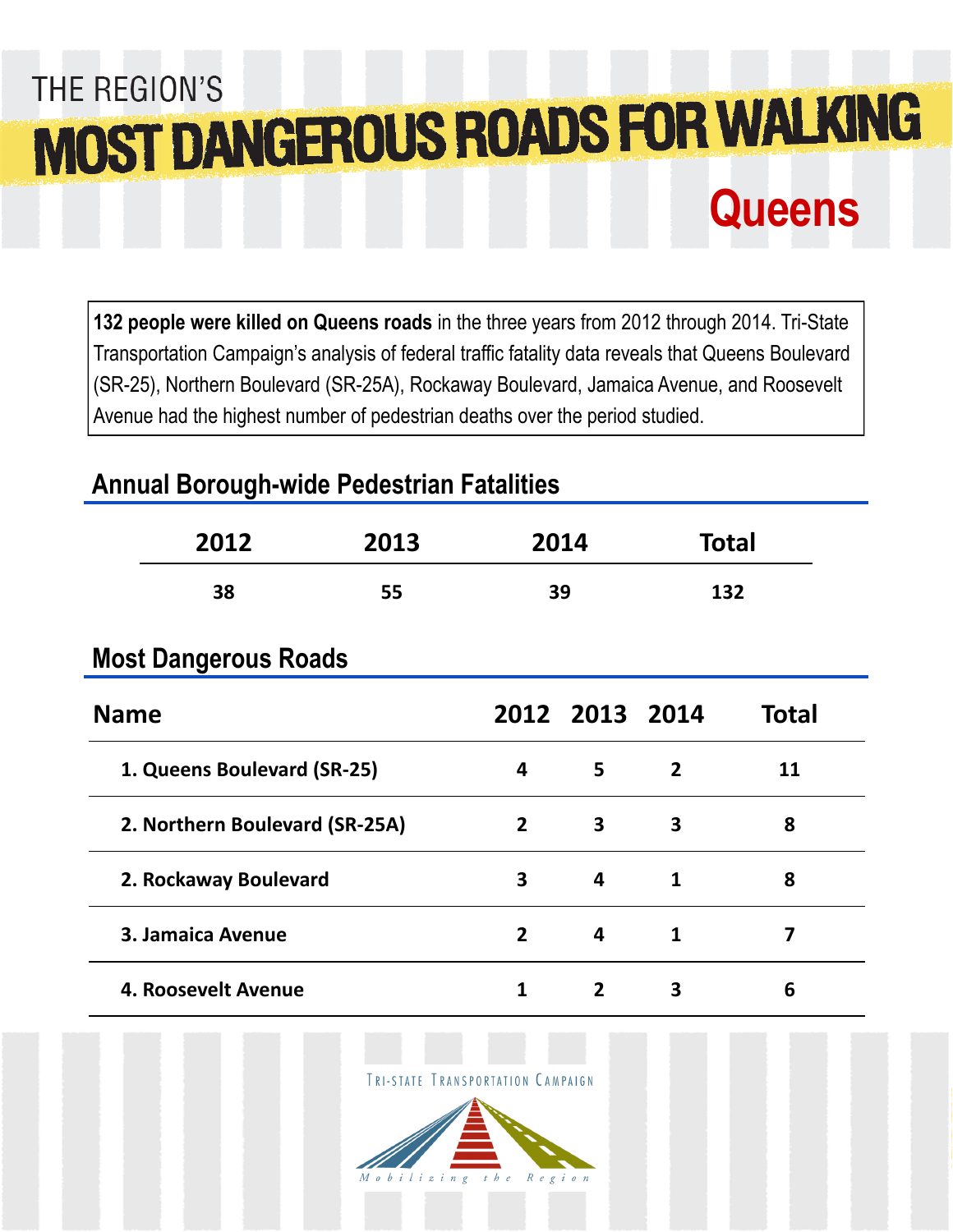THE REGION'S

# MOST DANGEROUS ROADS FOR WALKING

## Queens

**132 people were killed on Queens roads** in the three years from 2012 through 2014. Tri-State Transportation Campaign's analysis of federal traffic fatality data reveals that Queens Boulevard (SR-25), Northern Boulevard (SR-25A), Rockaway Boulevard, Jamaica Avenue, and Roosevelt Avenue had the highest number of pedestrian deaths over the period studied.

### Annual Borough-wide Pedestrian Fatalities

| 2012 | 2013 | 2014 | Total |
|---|---|---|---|
| 38 | 55 | 39 | 132 |

### Most Dangerous Roads

| Name | 2012 | 2013 | 2014 | Total |
|---|---|---|---|---|
| 1. Queens Boulevard (SR-25) | 4 | 5 | 2 | 11 |
| 2. Northern Boulevard (SR-25A) | 2 | 3 | 3 | 8 |
| 2. Rockaway Boulevard | 3 | 4 | 1 | 8 |
| 3. Jamaica Avenue | 2 | 4 | 1 | 7 |
| 4. Roosevelt Avenue | 1 | 2 | 3 | 6 |

Tri-State Transportation Campaign

Mobilizing the Region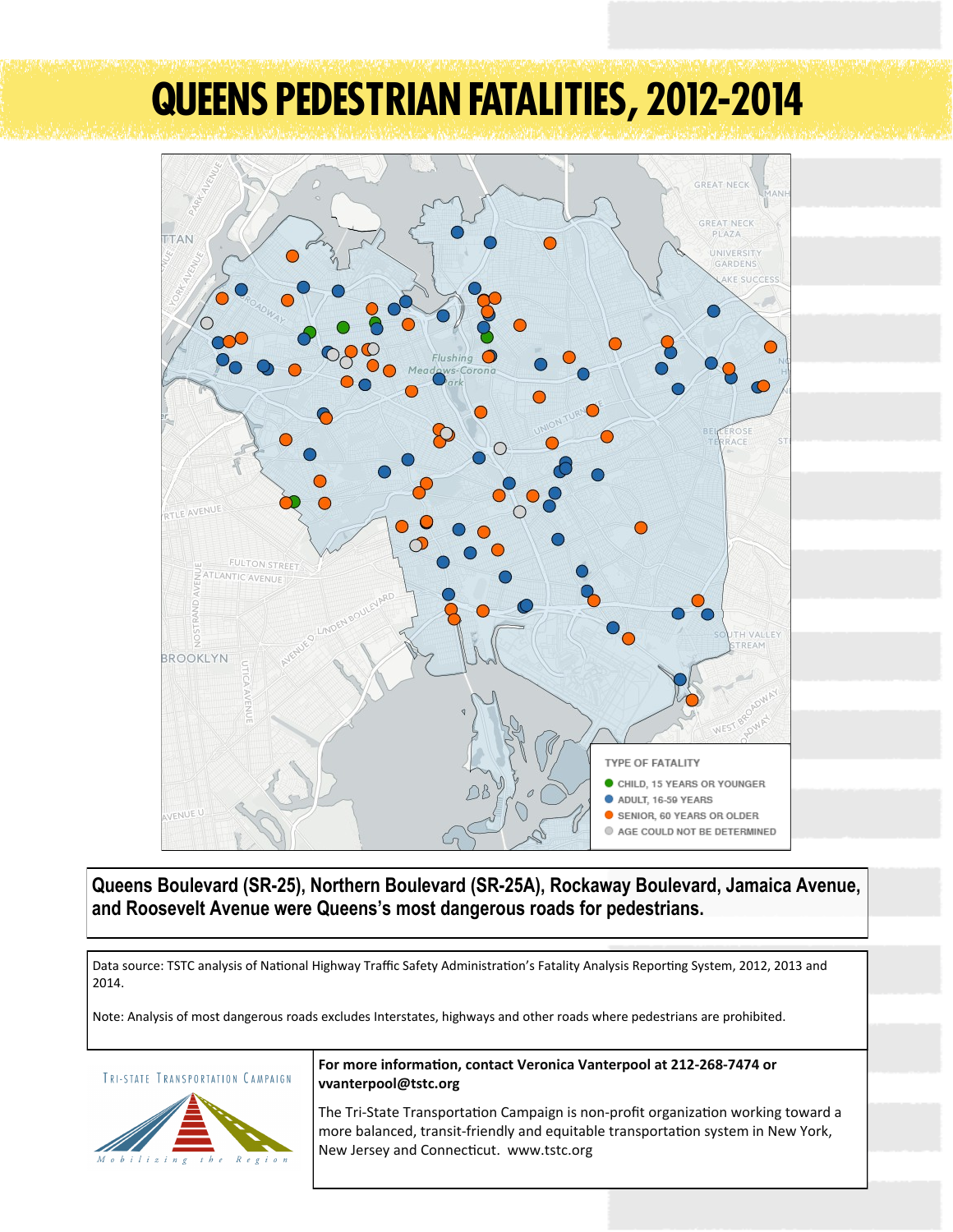# QUEENS PEDESTRIAN FATALITIES, 2012-2014

TYPE OF FATALITY

CHILD, 15 YEARS OR YOUNGER

ADULT, 16-59 YEARS

SENIOR, 60 YEARS OR OLDER

AGE COULD NOT BE DETERMINED

**Queens Boulevard (SR-25), Northern Boulevard (SR-25A), Rockaway Boulevard, Jamaica Avenue, and Roosevelt Avenue were Queens's most dangerous roads for pedestrians.**

Data source: TSTC analysis of National Highway Traffic Safety Administration's Fatality Analysis Reporting System, 2012, 2013 and 2014.

Note: Analysis of most dangerous roads excludes Interstates, highways and other roads where pedestrians are prohibited.

Tri-State Transportation Campaign

Mobilizing the Region

**For more information, contact Veronica Vanterpool at 212-268-7474 or vvanterpool@tstc.org**

The Tri-State Transportation Campaign is non-profit organization working toward a more balanced, transit-friendly and equitable transportation system in New York, New Jersey and Connecticut. www.tstc.org